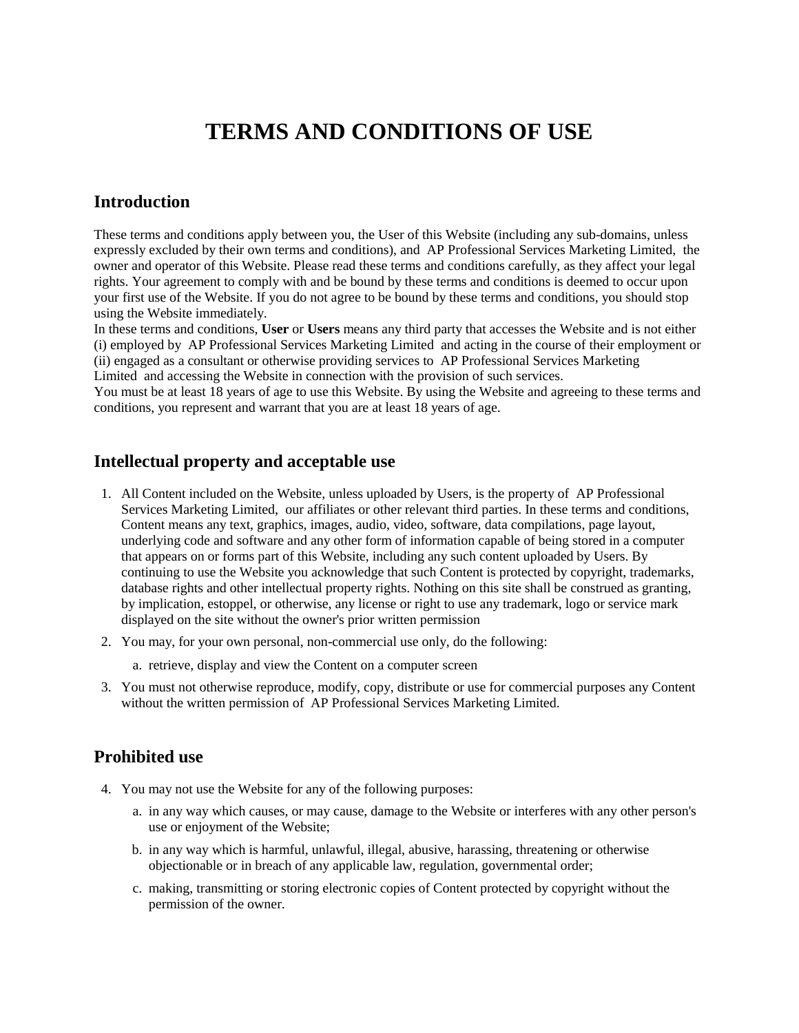# TERMS AND CONDITIONS OF USE

## Introduction

These terms and conditions apply between you, the User of this Website (including any sub-domains, unless expressly excluded by their own terms and conditions), and AP Professional Services Marketing Limited, the owner and operator of this Website. Please read these terms and conditions carefully, as they affect your legal rights. Your agreement to comply with and be bound by these terms and conditions is deemed to occur upon your first use of the Website. If you do not agree to be bound by these terms and conditions, you should stop using the Website immediately.

In these terms and conditions, **User** or **Users** means any third party that accesses the Website and is not either (i) employed by AP Professional Services Marketing Limited and acting in the course of their employment or (ii) engaged as a consultant or otherwise providing services to AP Professional Services Marketing Limited and accessing the Website in connection with the provision of such services.

You must be at least 18 years of age to use this Website. By using the Website and agreeing to these terms and conditions, you represent and warrant that you are at least 18 years of age.

## Intellectual property and acceptable use

1. All Content included on the Website, unless uploaded by Users, is the property of AP Professional Services Marketing Limited, our affiliates or other relevant third parties. In these terms and conditions, Content means any text, graphics, images, audio, video, software, data compilations, page layout, underlying code and software and any other form of information capable of being stored in a computer that appears on or forms part of this Website, including any such content uploaded by Users. By continuing to use the Website you acknowledge that such Content is protected by copyright, trademarks, database rights and other intellectual property rights. Nothing on this site shall be construed as granting, by implication, estoppel, or otherwise, any license or right to use any trademark, logo or service mark displayed on the site without the owner's prior written permission
2. You may, for your own personal, non-commercial use only, do the following:
   a. retrieve, display and view the Content on a computer screen
3. You must not otherwise reproduce, modify, copy, distribute or use for commercial purposes any Content without the written permission of AP Professional Services Marketing Limited.

## Prohibited use

4. You may not use the Website for any of the following purposes:
   a. in any way which causes, or may cause, damage to the Website or interferes with any other person's use or enjoyment of the Website;
   b. in any way which is harmful, unlawful, illegal, abusive, harassing, threatening or otherwise objectionable or in breach of any applicable law, regulation, governmental order;
   c. making, transmitting or storing electronic copies of Content protected by copyright without the permission of the owner.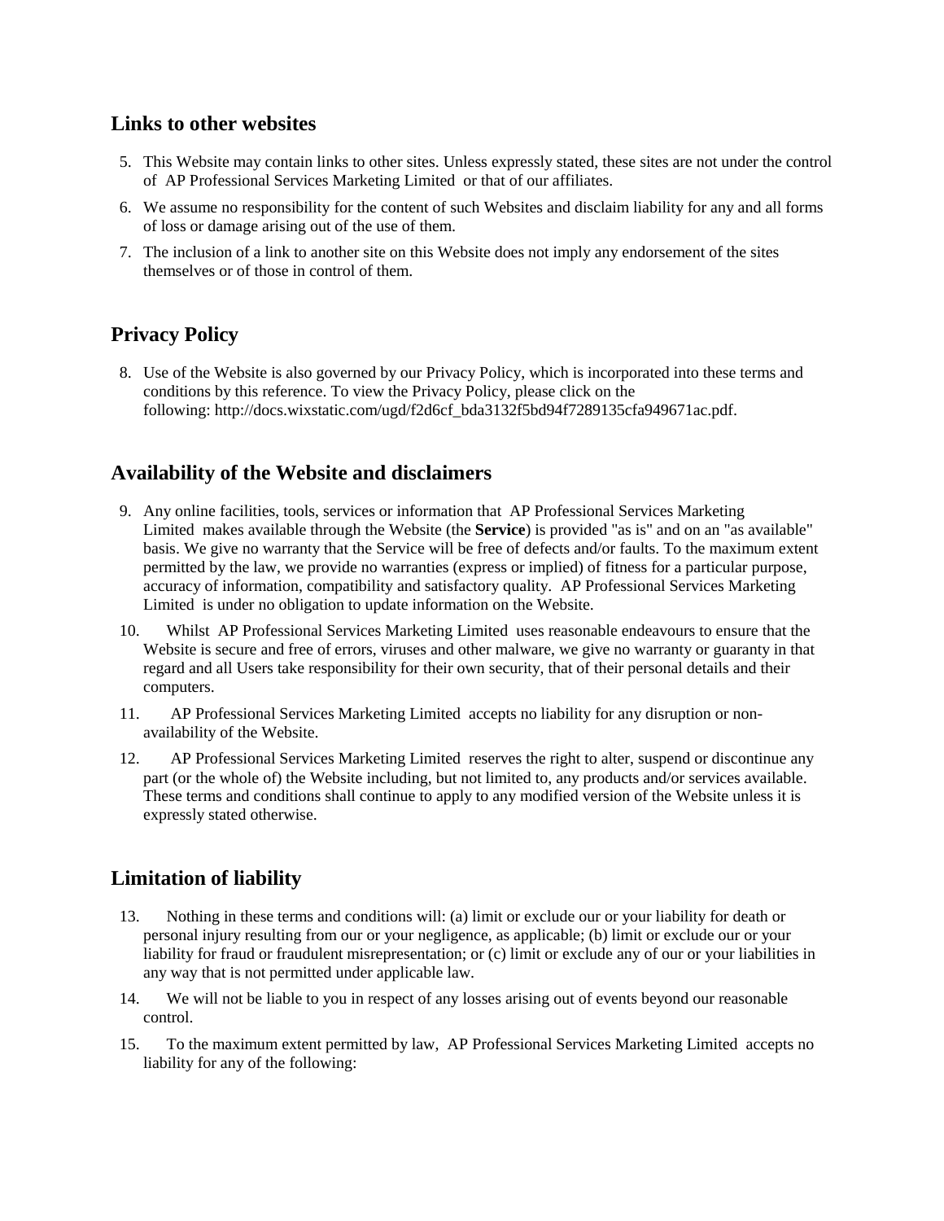## Links to other websites

5. This Website may contain links to other sites. Unless expressly stated, these sites are not under the control of AP Professional Services Marketing Limited or that of our affiliates.
6. We assume no responsibility for the content of such Websites and disclaim liability for any and all forms of loss or damage arising out of the use of them.
7. The inclusion of a link to another site on this Website does not imply any endorsement of the sites themselves or of those in control of them.

## Privacy Policy

8. Use of the Website is also governed by our Privacy Policy, which is incorporated into these terms and conditions by this reference. To view the Privacy Policy, please click on the following: http://docs.wixstatic.com/ugd/f2d6cf_bda3132f5bd94f7289135cfa949671ac.pdf.

## Availability of the Website and disclaimers

9. Any online facilities, tools, services or information that AP Professional Services Marketing Limited makes available through the Website (the **Service**) is provided "as is" and on an "as available" basis. We give no warranty that the Service will be free of defects and/or faults. To the maximum extent permitted by the law, we provide no warranties (express or implied) of fitness for a particular purpose, accuracy of information, compatibility and satisfactory quality. AP Professional Services Marketing Limited is under no obligation to update information on the Website.
10. Whilst AP Professional Services Marketing Limited uses reasonable endeavours to ensure that the Website is secure and free of errors, viruses and other malware, we give no warranty or guaranty in that regard and all Users take responsibility for their own security, that of their personal details and their computers.
11. AP Professional Services Marketing Limited accepts no liability for any disruption or non-availability of the Website.
12. AP Professional Services Marketing Limited reserves the right to alter, suspend or discontinue any part (or the whole of) the Website including, but not limited to, any products and/or services available. These terms and conditions shall continue to apply to any modified version of the Website unless it is expressly stated otherwise.

## Limitation of liability

13. Nothing in these terms and conditions will: (a) limit or exclude our or your liability for death or personal injury resulting from our or your negligence, as applicable; (b) limit or exclude our or your liability for fraud or fraudulent misrepresentation; or (c) limit or exclude any of our or your liabilities in any way that is not permitted under applicable law.
14. We will not be liable to you in respect of any losses arising out of events beyond our reasonable control.
15. To the maximum extent permitted by law, AP Professional Services Marketing Limited accepts no liability for any of the following: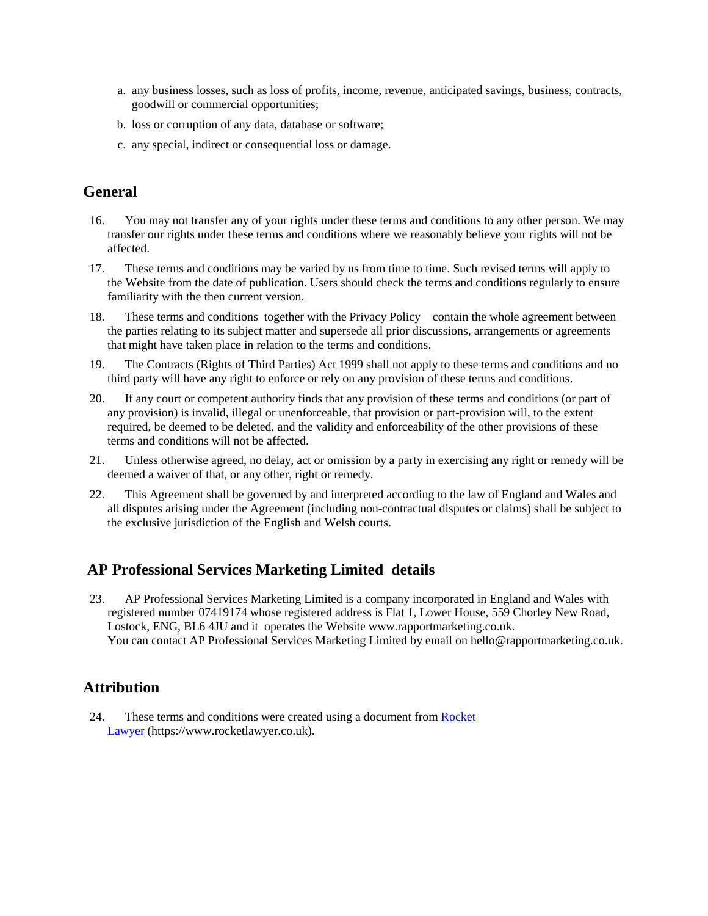a. any business losses, such as loss of profits, income, revenue, anticipated savings, business, contracts, goodwill or commercial opportunities;
b. loss or corruption of any data, database or software;
c. any special, indirect or consequential loss or damage.

## General

16. You may not transfer any of your rights under these terms and conditions to any other person. We may transfer our rights under these terms and conditions where we reasonably believe your rights will not be affected.

17. These terms and conditions may be varied by us from time to time. Such revised terms will apply to the Website from the date of publication. Users should check the terms and conditions regularly to ensure familiarity with the then current version.

18. These terms and conditions together with the Privacy Policy contain the whole agreement between the parties relating to its subject matter and supersede all prior discussions, arrangements or agreements that might have taken place in relation to the terms and conditions.

19. The Contracts (Rights of Third Parties) Act 1999 shall not apply to these terms and conditions and no third party will have any right to enforce or rely on any provision of these terms and conditions.

20. If any court or competent authority finds that any provision of these terms and conditions (or part of any provision) is invalid, illegal or unenforceable, that provision or part-provision will, to the extent required, be deemed to be deleted, and the validity and enforceability of the other provisions of these terms and conditions will not be affected.

21. Unless otherwise agreed, no delay, act or omission by a party in exercising any right or remedy will be deemed a waiver of that, or any other, right or remedy.

22. This Agreement shall be governed by and interpreted according to the law of England and Wales and all disputes arising under the Agreement (including non-contractual disputes or claims) shall be subject to the exclusive jurisdiction of the English and Welsh courts.

## AP Professional Services Marketing Limited details

23. AP Professional Services Marketing Limited is a company incorporated in England and Wales with registered number 07419174 whose registered address is Flat 1, Lower House, 559 Chorley New Road, Lostock, ENG, BL6 4JU and it operates the Website www.rapportmarketing.co.uk.
You can contact AP Professional Services Marketing Limited by email on hello@rapportmarketing.co.uk.

## Attribution

24. These terms and conditions were created using a document from [Rocket Lawyer](https://www.rocketlawyer.co.uk) (https://www.rocketlawyer.co.uk).